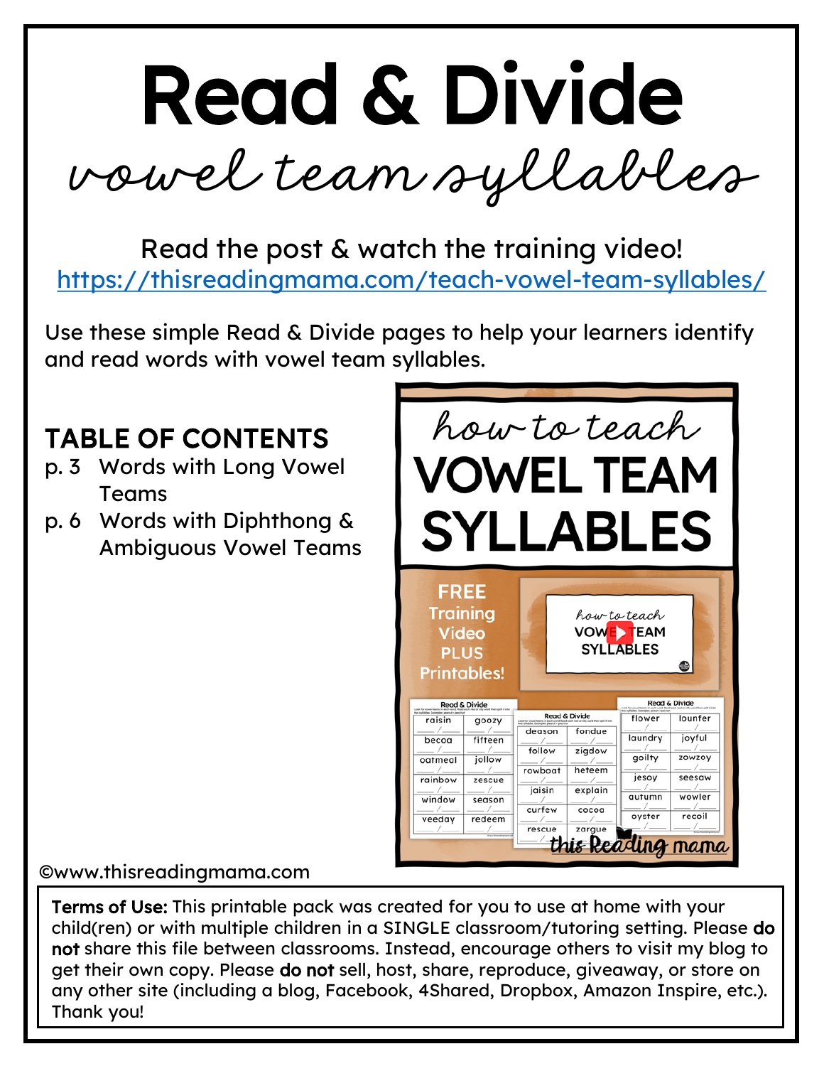# Read & Divide

## vowel team syllables

Read the post & watch the training video!
https://thisreadingmama.com/teach-vowel-team-syllables/

Use these simple Read & Divide pages to help your learners identify and read words with vowel team syllables.

### TABLE OF CONTENTS

- p. 3 Words with Long Vowel Teams
- p. 6 Words with Diphthong & Ambiguous Vowel Teams

©www.thisreadingmama.com

**Terms of Use:** This printable pack was created for you to use at home with your child(ren) or with multiple children in a SINGLE classroom/tutoring setting. Please **do not** share this file between classrooms. Instead, encourage others to visit my blog to get their own copy. Please **do not** sell, host, share, reproduce, giveaway, or store on any other site (including a blog, Facebook, 4Shared, Dropbox, Amazon Inspire, etc.). Thank you!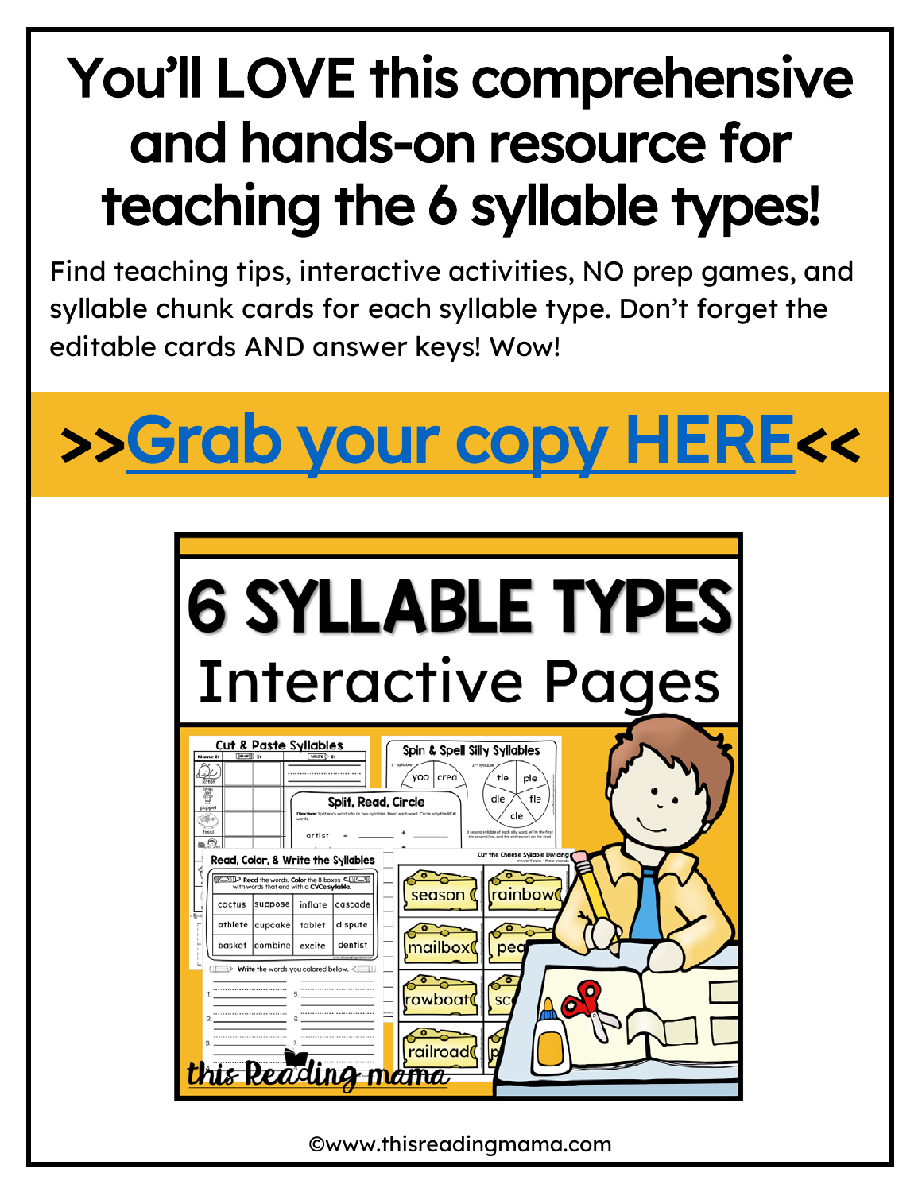# You'll LOVE this comprehensive and hands-on resource for teaching the 6 syllable types!

Find teaching tips, interactive activities, NO prep games, and syllable chunk cards for each syllable type. Don't forget the editable cards AND answer keys! Wow!

## >>Grab your copy HERE<<

©www.thisreadingmama.com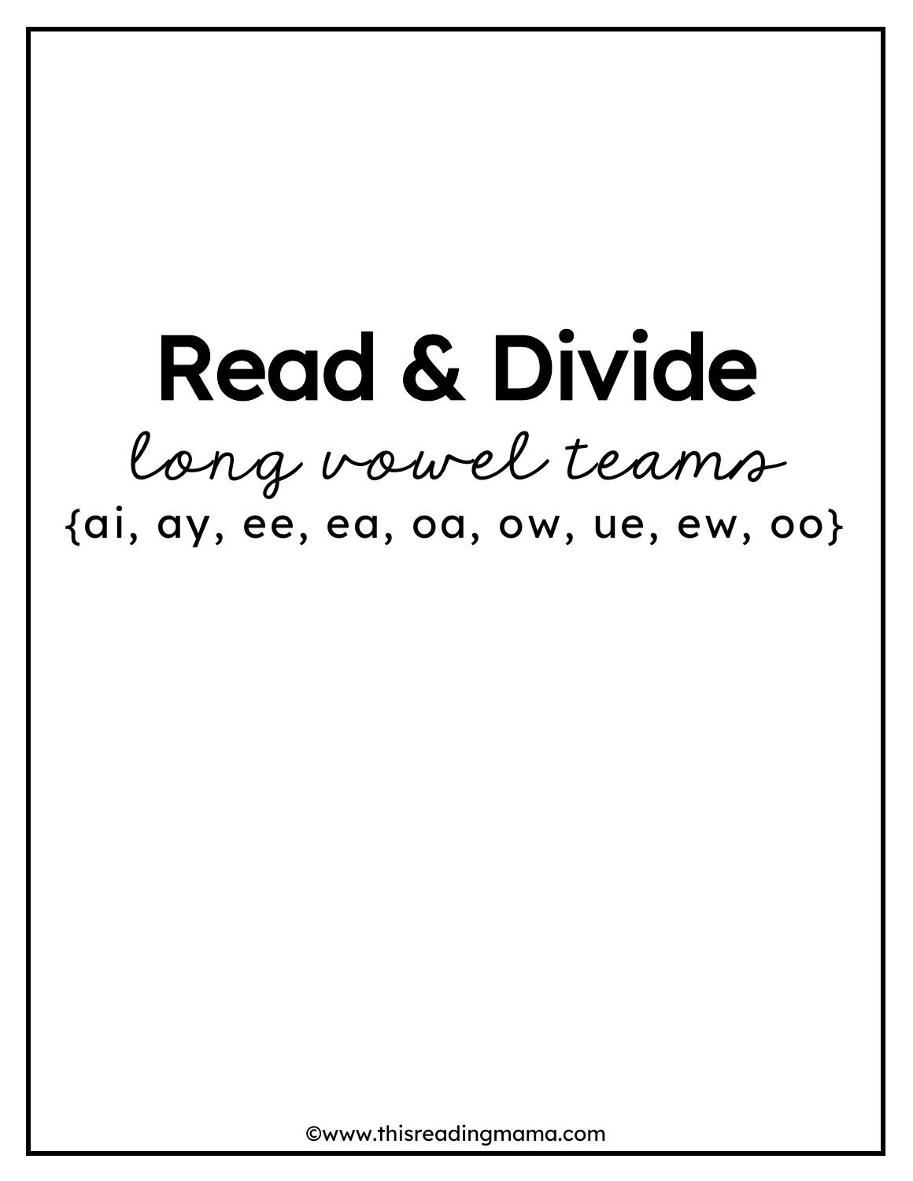# Read & Divide

*long vowel teams*

{ai, ay, ee, ea, oa, ow, ue, ew, oo}

©www.thisreadingmama.com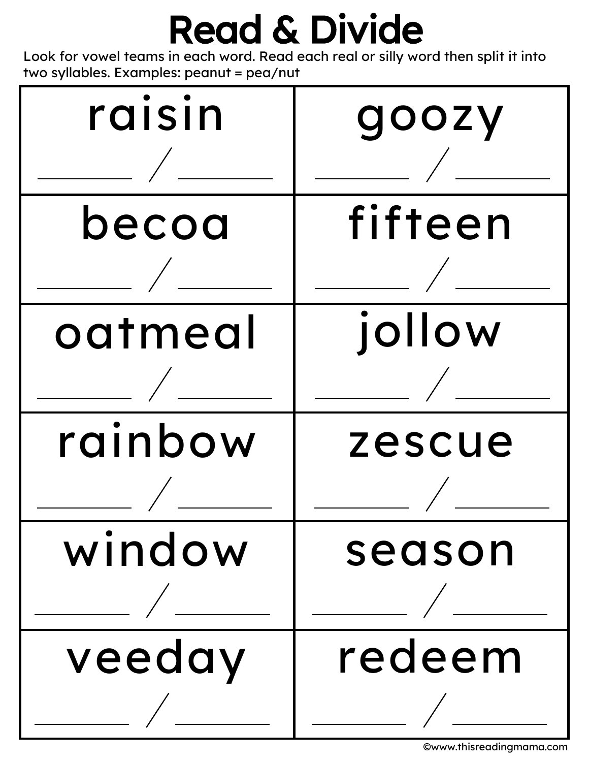# Read & Divide

Look for vowel teams in each word. Read each real or silly word then split it into two syllables. Examples: peanut = pea/nut

| | |
|---|---|
| raisin<br>_______ / _______ | goozy<br>_______ / _______ |
| becoa<br>_______ / _______ | fifteen<br>_______ / _______ |
| oatmeal<br>_______ / _______ | jollow<br>_______ / _______ |
| rainbow<br>_______ / _______ | zescue<br>_______ / _______ |
| window<br>_______ / _______ | season<br>_______ / _______ |
| veeday<br>_______ / _______ | redeem<br>_______ / _______ |

©www.thisreadingmama.com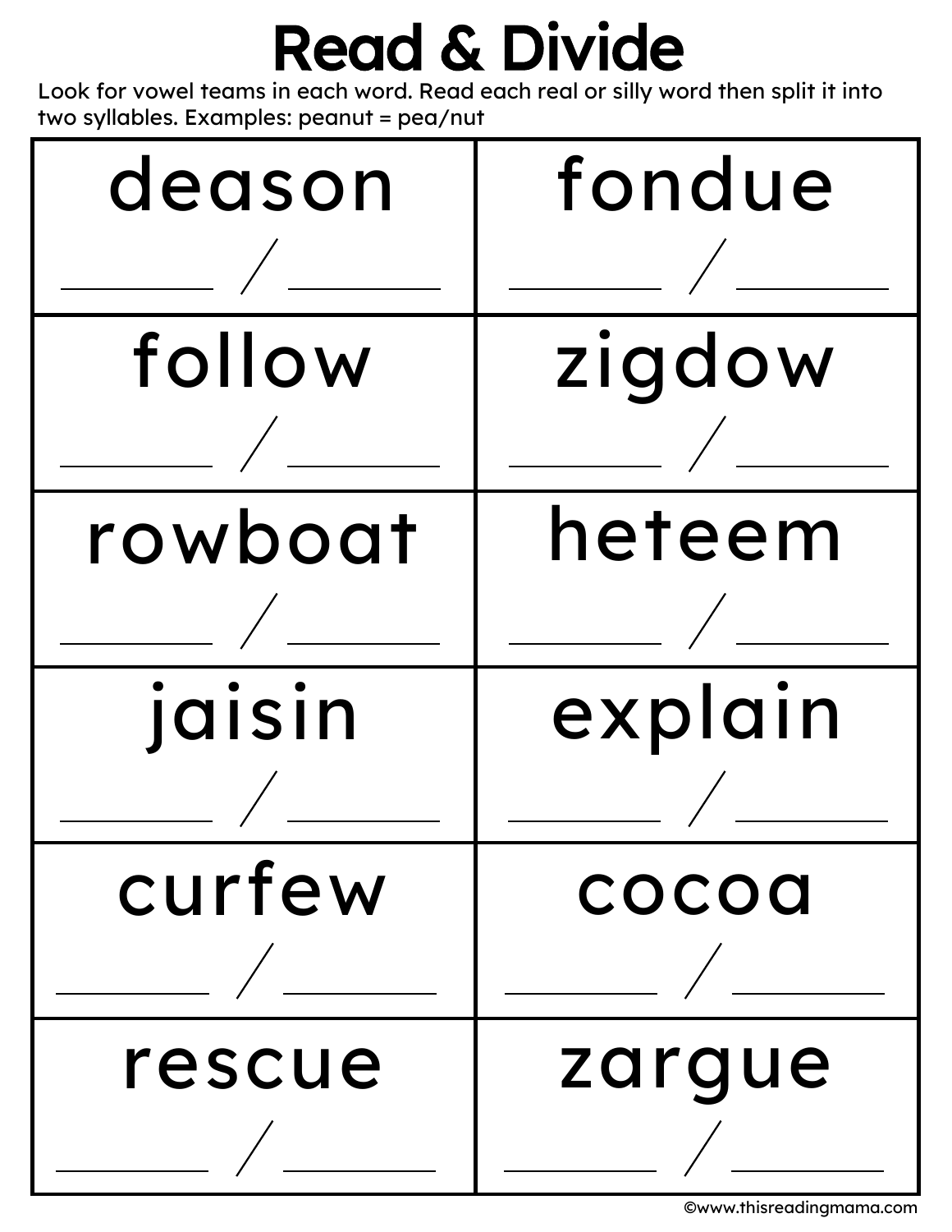# Read & Divide

Look for vowel teams in each word. Read each real or silly word then split it into two syllables. Examples: peanut = pea/nut

| | |
|---|---|
| deason<br>_______ / _______ | fondue<br>_______ / _______ |
| follow<br>_______ / _______ | zigdow<br>_______ / _______ |
| rowboat<br>_______ / _______ | heteem<br>_______ / _______ |
| jaisin<br>_______ / _______ | explain<br>_______ / _______ |
| curfew<br>_______ / _______ | cocoa<br>_______ / _______ |
| rescue<br>_______ / _______ | zargue<br>_______ / _______ |

©www.thisreadingmama.com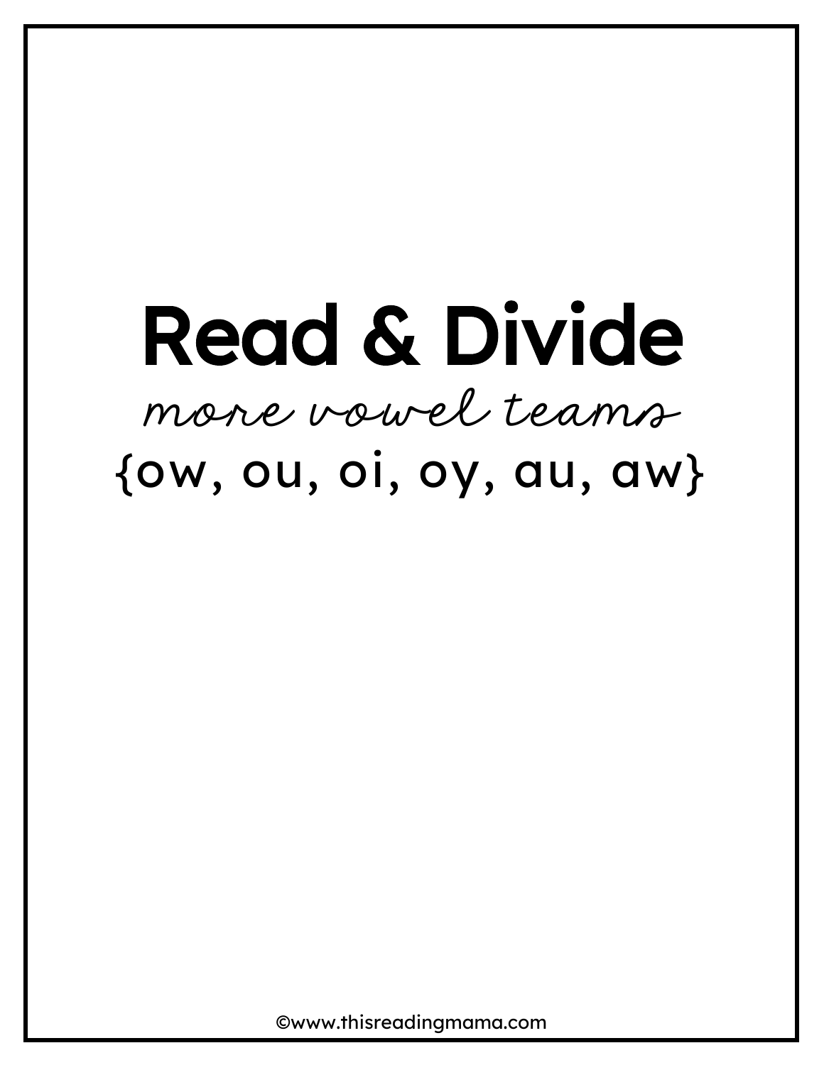# Read & Divide

*more vowel teams*

{ow, ou, oi, oy, au, aw}

©www.thisreadingmama.com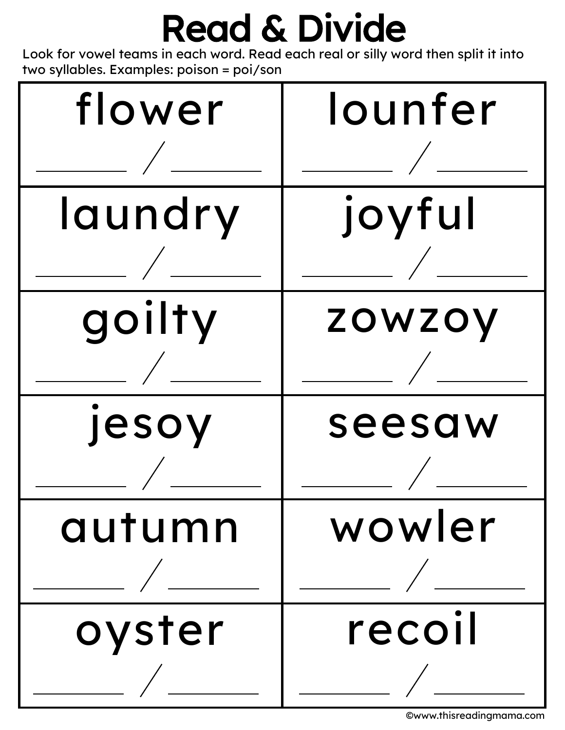# Read & Divide

Look for vowel teams in each word. Read each real or silly word then split it into two syllables. Examples: poison = poi/son

| | |
|---|---|
| flower<br>______ / ______ | lounfer<br>______ / ______ |
| laundry<br>______ / ______ | joyful<br>______ / ______ |
| goilty<br>______ / ______ | zowzoy<br>______ / ______ |
| jesoy<br>______ / ______ | seesaw<br>______ / ______ |
| autumn<br>______ / ______ | wowler<br>______ / ______ |
| oyster<br>______ / ______ | recoil<br>______ / ______ |

©www.thisreadingmama.com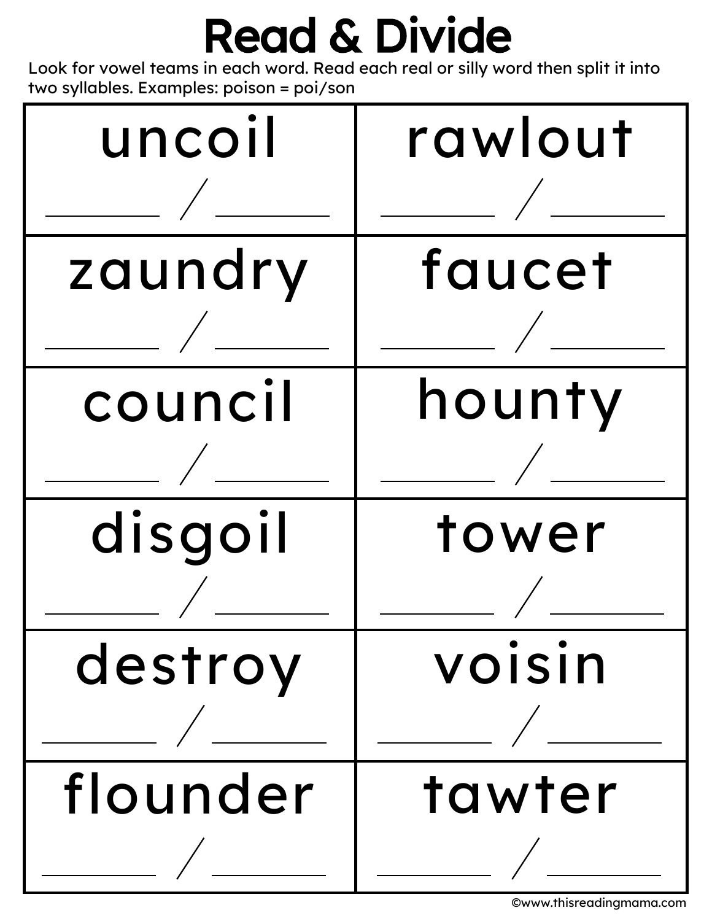# Read & Divide

Look for vowel teams in each word. Read each real or silly word then split it into two syllables. Examples: poison = poi/son

| | |
|---|---|
| uncoil<br>\_\_\_\_\_\_ / \_\_\_\_\_\_ | rawlout<br>\_\_\_\_\_\_ / \_\_\_\_\_\_ |
| zaundry<br>\_\_\_\_\_\_ / \_\_\_\_\_\_ | faucet<br>\_\_\_\_\_\_ / \_\_\_\_\_\_ |
| council<br>\_\_\_\_\_\_ / \_\_\_\_\_\_ | hounty<br>\_\_\_\_\_\_ / \_\_\_\_\_\_ |
| disgoil<br>\_\_\_\_\_\_ / \_\_\_\_\_\_ | tower<br>\_\_\_\_\_\_ / \_\_\_\_\_\_ |
| destroy<br>\_\_\_\_\_\_ / \_\_\_\_\_\_ | voisin<br>\_\_\_\_\_\_ / \_\_\_\_\_\_ |
| flounder<br>\_\_\_\_\_\_ / \_\_\_\_\_\_ | tawter<br>\_\_\_\_\_\_ / \_\_\_\_\_\_ |

©www.thisreadingmama.com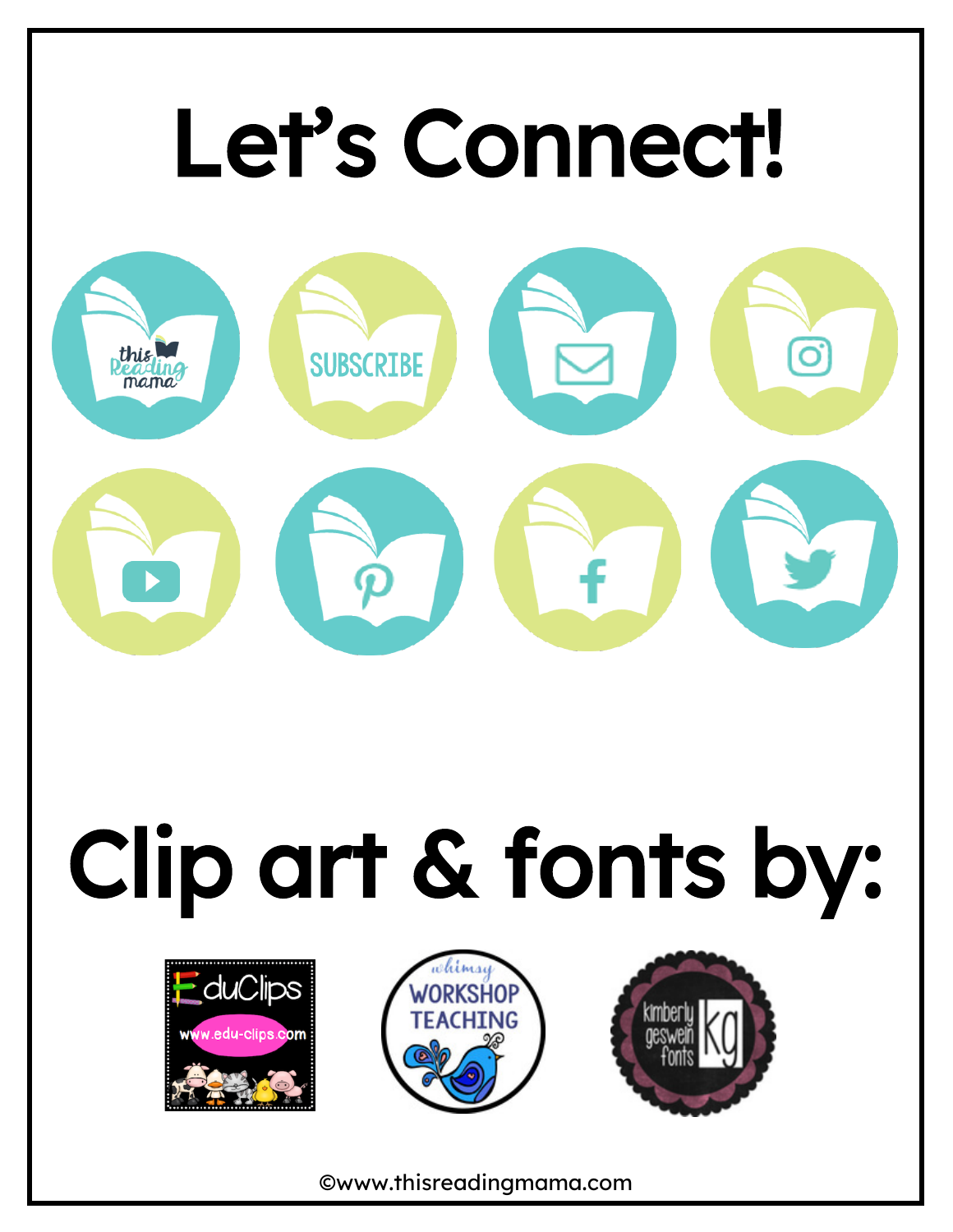# Let's Connect!

this Reading mama

SUBSCRIBE

# Clip art & fonts by:

EduClips www.edu-clips.com

whimsy WORKSHOP TEACHING

kimberly geswein fonts kg

©www.thisreadingmama.com